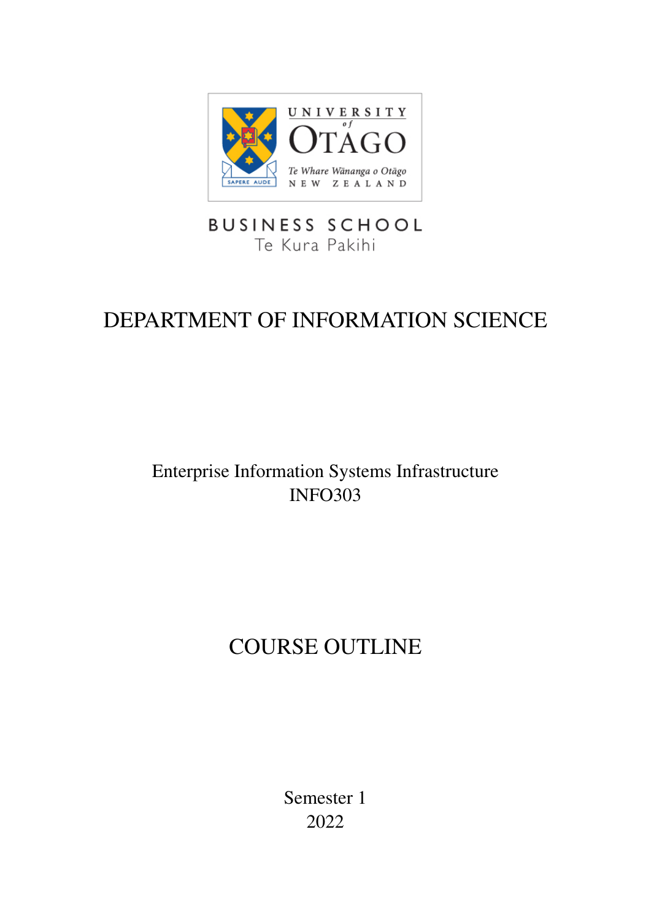UNIVERSITY of OTAGO

Te Whare Wānanga o Otāgo

NEW ZEALAND

SAPERE AUDE

BUSINESS SCHOOL

Te Kura Pakihi

# DEPARTMENT OF INFORMATION SCIENCE

Enterprise Information Systems Infrastructure
INFO303

# COURSE OUTLINE

Semester 1
2022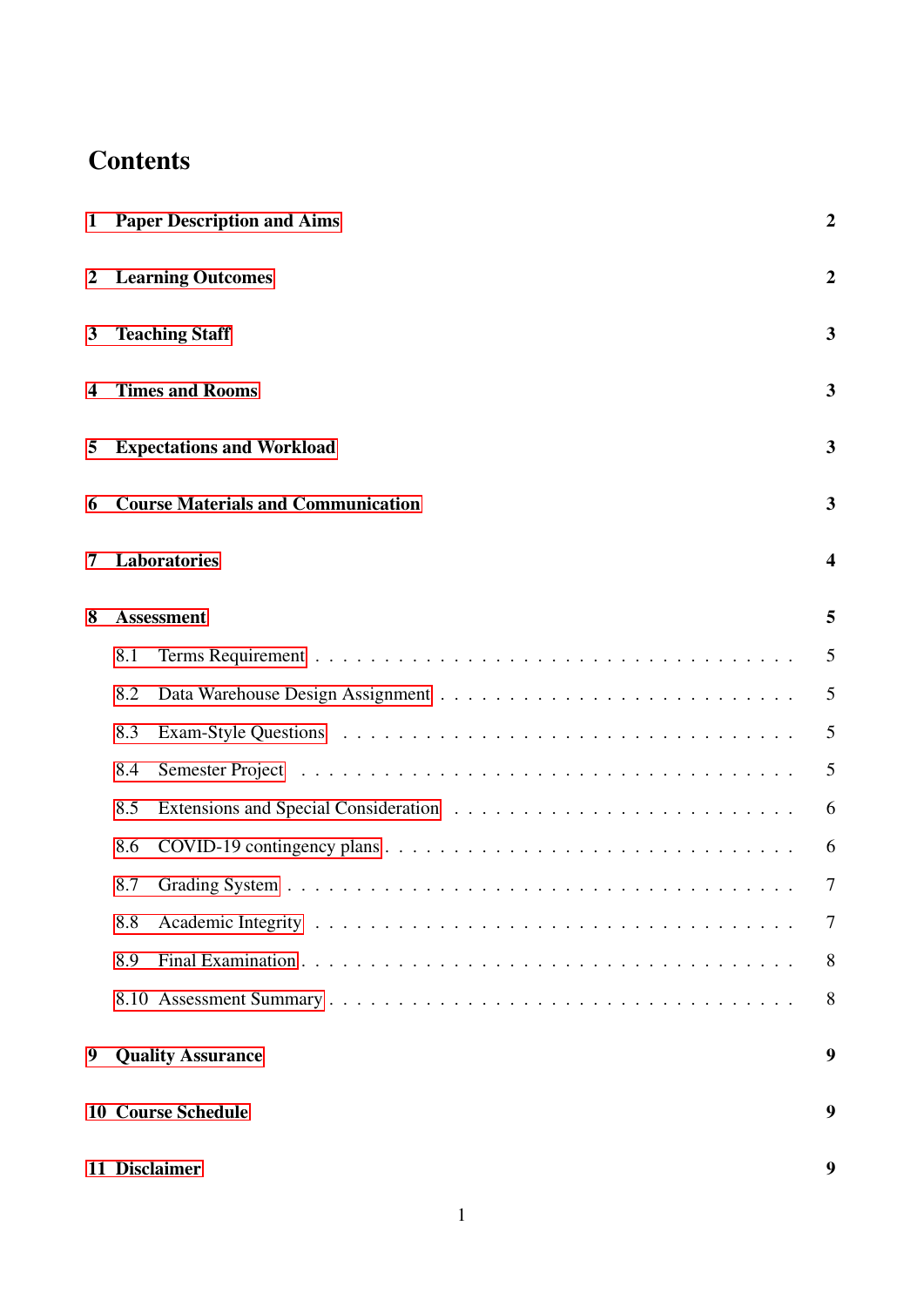# Contents

**1 Paper Description and Aims** **2**

**2 Learning Outcomes** **2**

**3 Teaching Staff** **3**

**4 Times and Rooms** **3**

**5 Expectations and Workload** **3**

**6 Course Materials and Communication** **3**

**7 Laboratories** **4**

**8 Assessment** **5**

- 8.1 Terms Requirement . . . . . 5
- 8.2 Data Warehouse Design Assignment . . . . . 5
- 8.3 Exam-Style Questions . . . . . 5
- 8.4 Semester Project . . . . . 5
- 8.5 Extensions and Special Consideration . . . . . 6
- 8.6 COVID-19 contingency plans . . . . . 6
- 8.7 Grading System . . . . . 7
- 8.8 Academic Integrity . . . . . 7
- 8.9 Final Examination . . . . . 8
- 8.10 Assessment Summary . . . . . 8

**9 Quality Assurance** **9**

**10 Course Schedule** **9**

**11 Disclaimer** **9**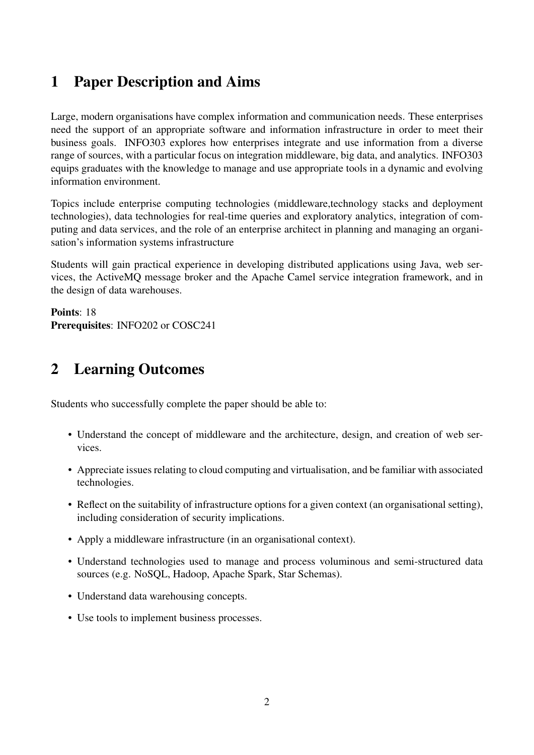# 1 Paper Description and Aims

Large, modern organisations have complex information and communication needs. These enterprises need the support of an appropriate software and information infrastructure in order to meet their business goals. INFO303 explores how enterprises integrate and use information from a diverse range of sources, with a particular focus on integration middleware, big data, and analytics. INFO303 equips graduates with the knowledge to manage and use appropriate tools in a dynamic and evolving information environment.

Topics include enterprise computing technologies (middleware,technology stacks and deployment technologies), data technologies for real-time queries and exploratory analytics, integration of computing and data services, and the role of an enterprise architect in planning and managing an organisation's information systems infrastructure

Students will gain practical experience in developing distributed applications using Java, web services, the ActiveMQ message broker and the Apache Camel service integration framework, and in the design of data warehouses.

**Points**: 18
**Prerequisites**: INFO202 or COSC241

# 2 Learning Outcomes

Students who successfully complete the paper should be able to:

- Understand the concept of middleware and the architecture, design, and creation of web services.
- Appreciate issues relating to cloud computing and virtualisation, and be familiar with associated technologies.
- Reflect on the suitability of infrastructure options for a given context (an organisational setting), including consideration of security implications.
- Apply a middleware infrastructure (in an organisational context).
- Understand technologies used to manage and process voluminous and semi-structured data sources (e.g. NoSQL, Hadoop, Apache Spark, Star Schemas).
- Understand data warehousing concepts.
- Use tools to implement business processes.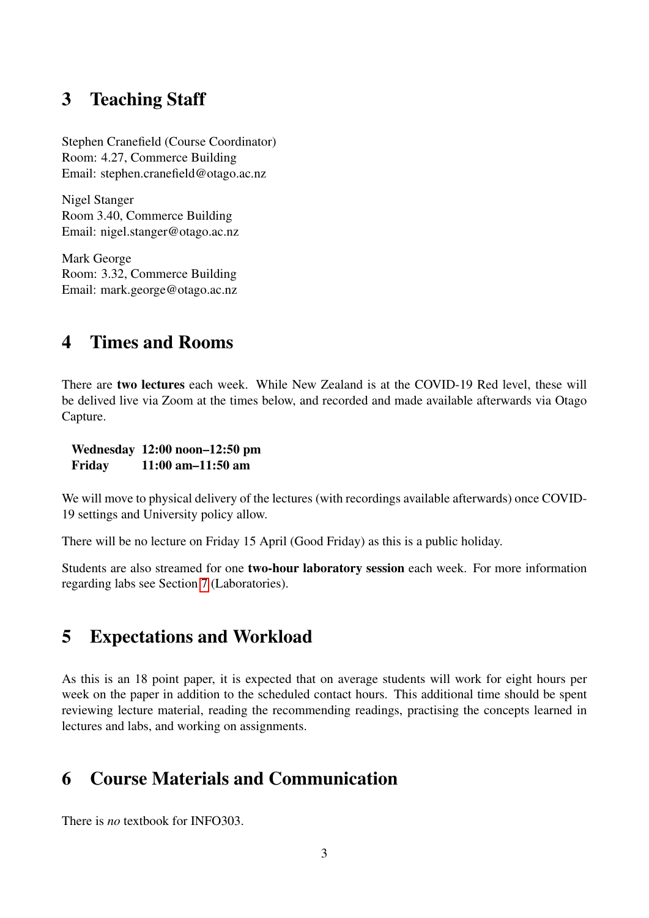## 3 Teaching Staff

Stephen Cranefield (Course Coordinator)
Room: 4.27, Commerce Building
Email: stephen.cranefield@otago.ac.nz

Nigel Stanger
Room 3.40, Commerce Building
Email: nigel.stanger@otago.ac.nz

Mark George
Room: 3.32, Commerce Building
Email: mark.george@otago.ac.nz

## 4 Times and Rooms

There are **two lectures** each week. While New Zealand is at the COVID-19 Red level, these will be delived live via Zoom at the times below, and recorded and made available afterwards via Otago Capture.

| | |
|---|---|
| **Wednesday** | **12:00 noon–12:50 pm** |
| **Friday** | **11:00 am–11:50 am** |

We will move to physical delivery of the lectures (with recordings available afterwards) once COVID-19 settings and University policy allow.

There will be no lecture on Friday 15 April (Good Friday) as this is a public holiday.

Students are also streamed for one **two-hour laboratory session** each week. For more information regarding labs see Section 7 (Laboratories).

## 5 Expectations and Workload

As this is an 18 point paper, it is expected that on average students will work for eight hours per week on the paper in addition to the scheduled contact hours. This additional time should be spent reviewing lecture material, reading the recommending readings, practising the concepts learned in lectures and labs, and working on assignments.

## 6 Course Materials and Communication

There is *no* textbook for INFO303.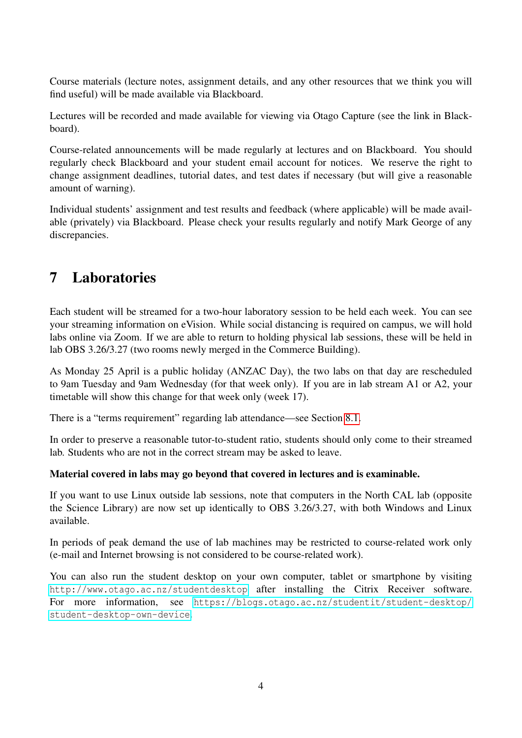Course materials (lecture notes, assignment details, and any other resources that we think you will find useful) will be made available via Blackboard.

Lectures will be recorded and made available for viewing via Otago Capture (see the link in Blackboard).

Course-related announcements will be made regularly at lectures and on Blackboard. You should regularly check Blackboard and your student email account for notices. We reserve the right to change assignment deadlines, tutorial dates, and test dates if necessary (but will give a reasonable amount of warning).

Individual students' assignment and test results and feedback (where applicable) will be made available (privately) via Blackboard. Please check your results regularly and notify Mark George of any discrepancies.

# 7 Laboratories

Each student will be streamed for a two-hour laboratory session to be held each week. You can see your streaming information on eVision. While social distancing is required on campus, we will hold labs online via Zoom. If we are able to return to holding physical lab sessions, these will be held in lab OBS 3.26/3.27 (two rooms newly merged in the Commerce Building).

As Monday 25 April is a public holiday (ANZAC Day), the two labs on that day are rescheduled to 9am Tuesday and 9am Wednesday (for that week only). If you are in lab stream A1 or A2, your timetable will show this change for that week only (week 17).

There is a "terms requirement" regarding lab attendance—see Section 8.1.

In order to preserve a reasonable tutor-to-student ratio, students should only come to their streamed lab. Students who are not in the correct stream may be asked to leave.

**Material covered in labs may go beyond that covered in lectures and is examinable.**

If you want to use Linux outside lab sessions, note that computers in the North CAL lab (opposite the Science Library) are now set up identically to OBS 3.26/3.27, with both Windows and Linux available.

In periods of peak demand the use of lab machines may be restricted to course-related work only (e-mail and Internet browsing is not considered to be course-related work).

You can also run the student desktop on your own computer, tablet or smartphone by visiting http://www.otago.ac.nz/studentdesktop after installing the Citrix Receiver software. For more information, see https://blogs.otago.ac.nz/studentit/student-desktop/student-desktop-own-device.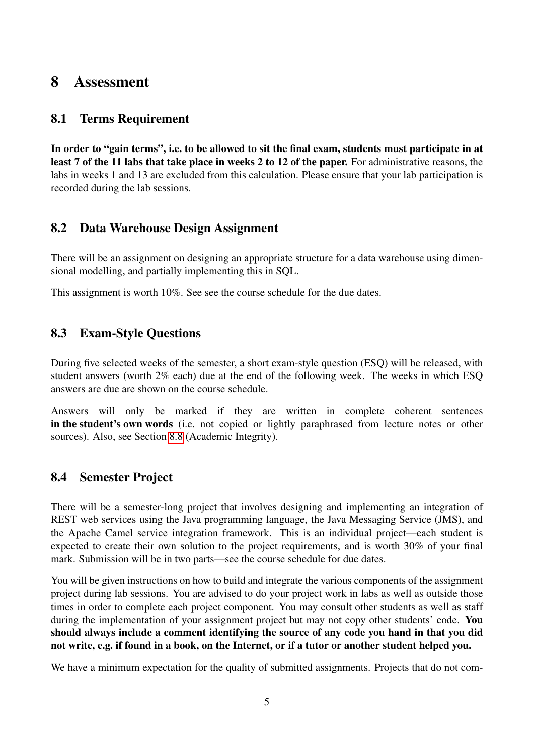# 8 Assessment

## 8.1 Terms Requirement

**In order to "gain terms", i.e. to be allowed to sit the final exam, students must participate in at least 7 of the 11 labs that take place in weeks 2 to 12 of the paper.** For administrative reasons, the labs in weeks 1 and 13 are excluded from this calculation. Please ensure that your lab participation is recorded during the lab sessions.

## 8.2 Data Warehouse Design Assignment

There will be an assignment on designing an appropriate structure for a data warehouse using dimensional modelling, and partially implementing this in SQL.

This assignment is worth 10%. See see the course schedule for the due dates.

## 8.3 Exam-Style Questions

During five selected weeks of the semester, a short exam-style question (ESQ) will be released, with student answers (worth 2% each) due at the end of the following week. The weeks in which ESQ answers are due are shown on the course schedule.

Answers will only be marked if they are written in complete coherent sentences **<u>in the student's own words</u>** (i.e. not copied or lightly paraphrased from lecture notes or other sources). Also, see Section 8.8 (Academic Integrity).

## 8.4 Semester Project

There will be a semester-long project that involves designing and implementing an integration of REST web services using the Java programming language, the Java Messaging Service (JMS), and the Apache Camel service integration framework. This is an individual project—each student is expected to create their own solution to the project requirements, and is worth 30% of your final mark. Submission will be in two parts—see the course schedule for due dates.

You will be given instructions on how to build and integrate the various components of the assignment project during lab sessions. You are advised to do your project work in labs as well as outside those times in order to complete each project component. You may consult other students as well as staff during the implementation of your assignment project but may not copy other students' code. **You should always include a comment identifying the source of any code you hand in that you did not write, e.g. if found in a book, on the Internet, or if a tutor or another student helped you.**

We have a minimum expectation for the quality of submitted assignments. Projects that do not com-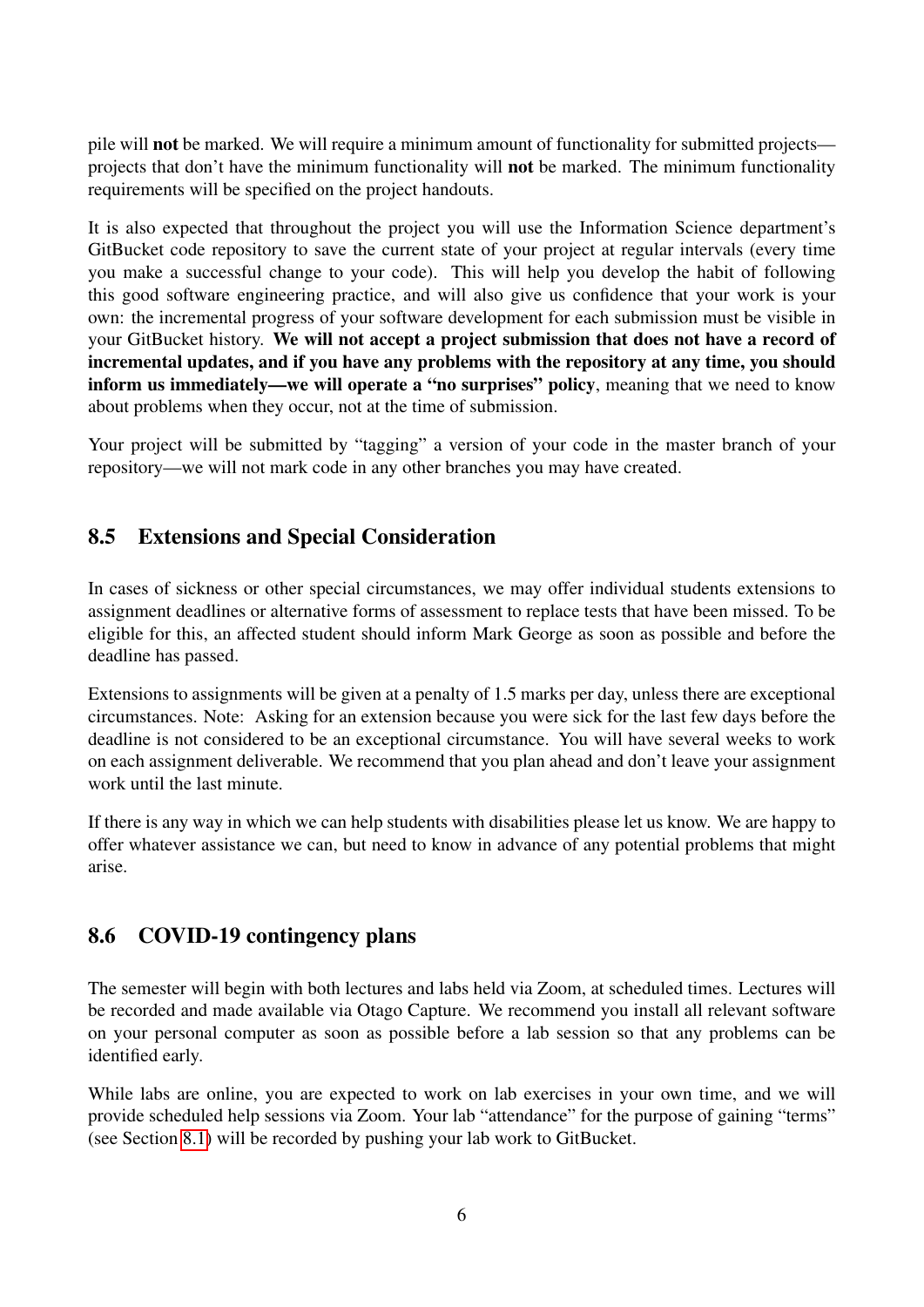pile will **not** be marked. We will require a minimum amount of functionality for submitted projects—projects that don't have the minimum functionality will **not** be marked. The minimum functionality requirements will be specified on the project handouts.

It is also expected that throughout the project you will use the Information Science department's GitBucket code repository to save the current state of your project at regular intervals (every time you make a successful change to your code). This will help you develop the habit of following this good software engineering practice, and will also give us confidence that your work is your own: the incremental progress of your software development for each submission must be visible in your GitBucket history. **We will not accept a project submission that does not have a record of incremental updates, and if you have any problems with the repository at any time, you should inform us immediately—we will operate a "no surprises" policy**, meaning that we need to know about problems when they occur, not at the time of submission.

Your project will be submitted by "tagging" a version of your code in the master branch of your repository—we will not mark code in any other branches you may have created.

## 8.5 Extensions and Special Consideration

In cases of sickness or other special circumstances, we may offer individual students extensions to assignment deadlines or alternative forms of assessment to replace tests that have been missed. To be eligible for this, an affected student should inform Mark George as soon as possible and before the deadline has passed.

Extensions to assignments will be given at a penalty of 1.5 marks per day, unless there are exceptional circumstances. Note: Asking for an extension because you were sick for the last few days before the deadline is not considered to be an exceptional circumstance. You will have several weeks to work on each assignment deliverable. We recommend that you plan ahead and don't leave your assignment work until the last minute.

If there is any way in which we can help students with disabilities please let us know. We are happy to offer whatever assistance we can, but need to know in advance of any potential problems that might arise.

## 8.6 COVID-19 contingency plans

The semester will begin with both lectures and labs held via Zoom, at scheduled times. Lectures will be recorded and made available via Otago Capture. We recommend you install all relevant software on your personal computer as soon as possible before a lab session so that any problems can be identified early.

While labs are online, you are expected to work on lab exercises in your own time, and we will provide scheduled help sessions via Zoom. Your lab "attendance" for the purpose of gaining "terms" (see Section 8.1) will be recorded by pushing your lab work to GitBucket.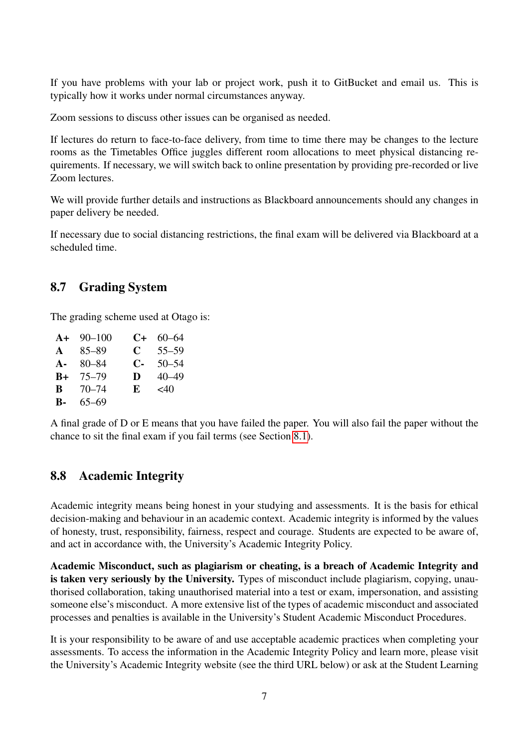If you have problems with your lab or project work, push it to GitBucket and email us. This is typically how it works under normal circumstances anyway.

Zoom sessions to discuss other issues can be organised as needed.

If lectures do return to face-to-face delivery, from time to time there may be changes to the lecture rooms as the Timetables Office juggles different room allocations to meet physical distancing requirements. If necessary, we will switch back to online presentation by providing pre-recorded or live Zoom lectures.

We will provide further details and instructions as Blackboard announcements should any changes in paper delivery be needed.

If necessary due to social distancing restrictions, the final exam will be delivered via Blackboard at a scheduled time.

## 8.7 Grading System

The grading scheme used at Otago is:

| Grade | Range | Grade | Range |
|---|---|---|---|
| **A+** | 90–100 | **C+** | 60–64 |
| **A** | 85–89 | **C** | 55–59 |
| **A-** | 80–84 | **C-** | 50–54 |
| **B+** | 75–79 | **D** | 40–49 |
| **B** | 70–74 | **E** | <40 |
| **B-** | 65–69 | | |

A final grade of D or E means that you have failed the paper. You will also fail the paper without the chance to sit the final exam if you fail terms (see Section 8.1).

## 8.8 Academic Integrity

Academic integrity means being honest in your studying and assessments. It is the basis for ethical decision-making and behaviour in an academic context. Academic integrity is informed by the values of honesty, trust, responsibility, fairness, respect and courage. Students are expected to be aware of, and act in accordance with, the University's Academic Integrity Policy.

**Academic Misconduct, such as plagiarism or cheating, is a breach of Academic Integrity and is taken very seriously by the University.** Types of misconduct include plagiarism, copying, unauthorised collaboration, taking unauthorised material into a test or exam, impersonation, and assisting someone else's misconduct. A more extensive list of the types of academic misconduct and associated processes and penalties is available in the University's Student Academic Misconduct Procedures.

It is your responsibility to be aware of and use acceptable academic practices when completing your assessments. To access the information in the Academic Integrity Policy and learn more, please visit the University's Academic Integrity website (see the third URL below) or ask at the Student Learning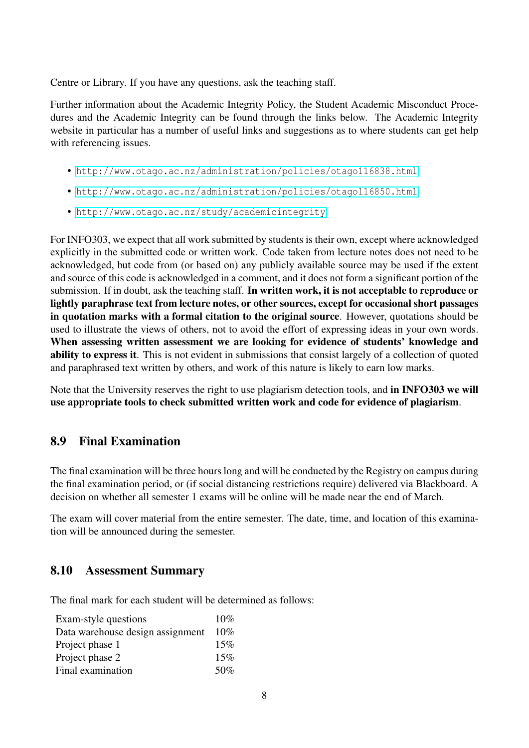Centre or Library. If you have any questions, ask the teaching staff.

Further information about the Academic Integrity Policy, the Student Academic Misconduct Procedures and the Academic Integrity can be found through the links below. The Academic Integrity website in particular has a number of useful links and suggestions as to where students can get help with referencing issues.

- http://www.otago.ac.nz/administration/policies/otago116838.html
- http://www.otago.ac.nz/administration/policies/otago116850.html
- http://www.otago.ac.nz/study/academicintegrity

For INFO303, we expect that all work submitted by students is their own, except where acknowledged explicitly in the submitted code or written work. Code taken from lecture notes does not need to be acknowledged, but code from (or based on) any publicly available source may be used if the extent and source of this code is acknowledged in a comment, and it does not form a significant portion of the submission. If in doubt, ask the teaching staff. **In written work, it is not acceptable to reproduce or lightly paraphrase text from lecture notes, or other sources, except for occasional short passages in quotation marks with a formal citation to the original source**. However, quotations should be used to illustrate the views of others, not to avoid the effort of expressing ideas in your own words. **When assessing written assessment we are looking for evidence of students' knowledge and ability to express it**. This is not evident in submissions that consist largely of a collection of quoted and paraphrased text written by others, and work of this nature is likely to earn low marks.

Note that the University reserves the right to use plagiarism detection tools, and **in INFO303 we will use appropriate tools to check submitted written work and code for evidence of plagiarism**.

## 8.9 Final Examination

The final examination will be three hours long and will be conducted by the Registry on campus during the final examination period, or (if social distancing restrictions require) delivered via Blackboard. A decision on whether all semester 1 exams will be online will be made near the end of March.

The exam will cover material from the entire semester. The date, time, and location of this examination will be announced during the semester.

## 8.10 Assessment Summary

The final mark for each student will be determined as follows:

| | |
|---|---|
| Exam-style questions | 10% |
| Data warehouse design assignment | 10% |
| Project phase 1 | 15% |
| Project phase 2 | 15% |
| Final examination | 50% |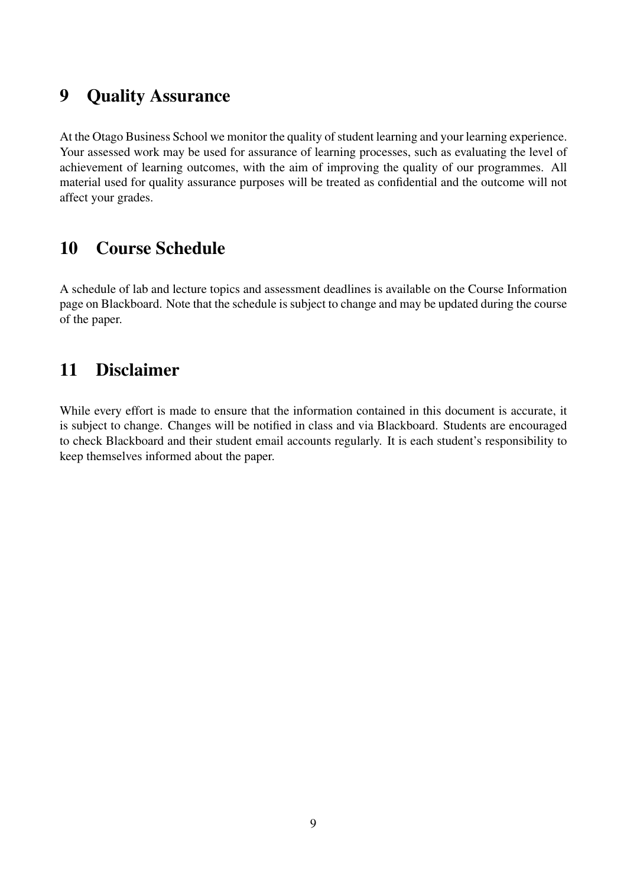## 9 Quality Assurance

At the Otago Business School we monitor the quality of student learning and your learning experience. Your assessed work may be used for assurance of learning processes, such as evaluating the level of achievement of learning outcomes, with the aim of improving the quality of our programmes. All material used for quality assurance purposes will be treated as confidential and the outcome will not affect your grades.

## 10 Course Schedule

A schedule of lab and lecture topics and assessment deadlines is available on the Course Information page on Blackboard. Note that the schedule is subject to change and may be updated during the course of the paper.

## 11 Disclaimer

While every effort is made to ensure that the information contained in this document is accurate, it is subject to change. Changes will be notified in class and via Blackboard. Students are encouraged to check Blackboard and their student email accounts regularly. It is each student's responsibility to keep themselves informed about the paper.